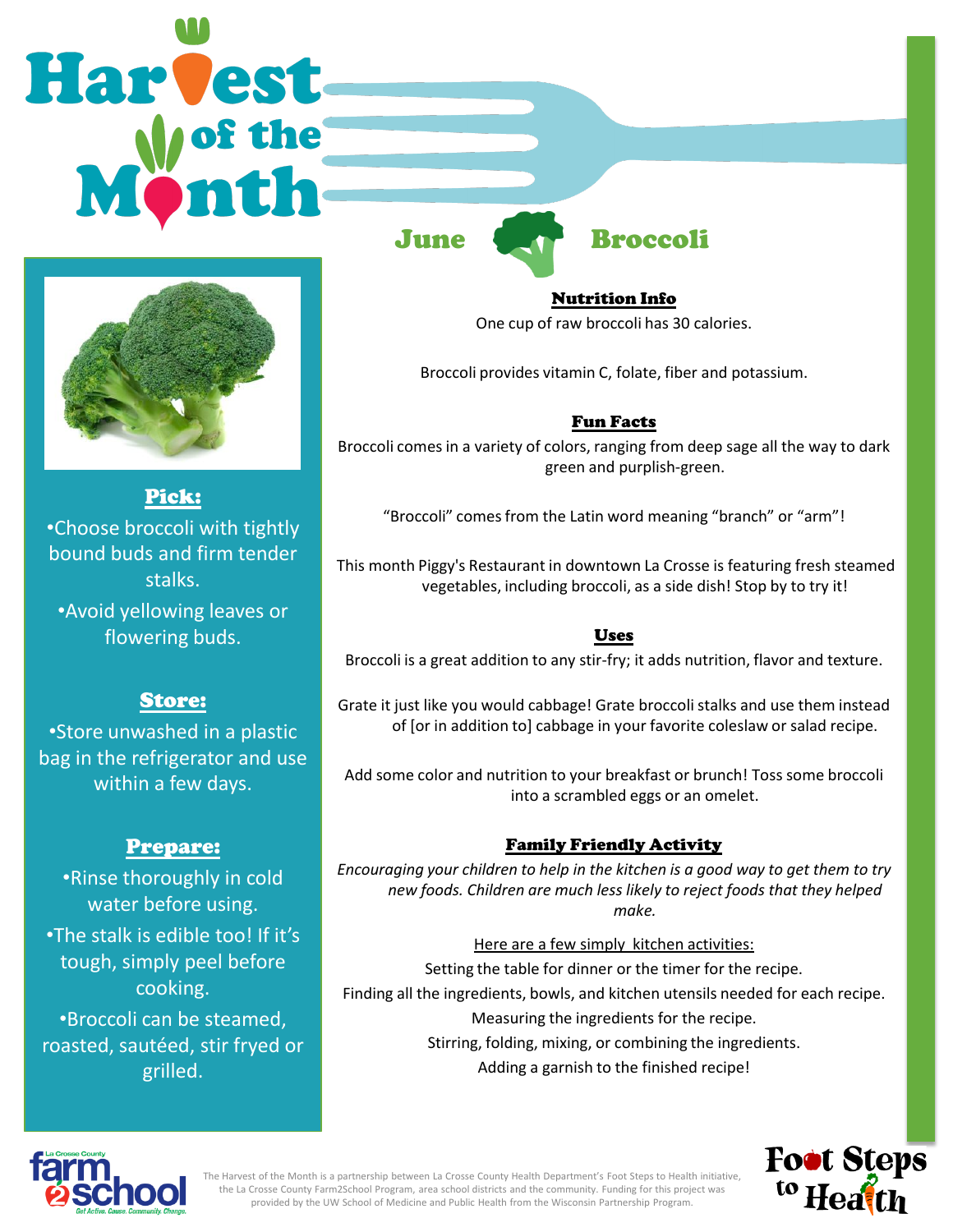# Harvest of the Month

## June Broccoli

### Pick:

- Choose broccoli with tightly bound buds and firm tender stalks.
- Avoid yellowing leaves or flowering buds.

### Store:

- Store unwashed in a plastic bag in the refrigerator and use within a few days.

### Prepare:

- Rinse thoroughly in cold water before using.
- The stalk is edible too! If it's tough, simply peel before cooking.
- Broccoli can be steamed, roasted, sautéed, stir fryed or grilled.

### Nutrition Info

One cup of raw broccoli has 30 calories.

Broccoli provides vitamin C, folate, fiber and potassium.

### Fun Facts

Broccoli comes in a variety of colors, ranging from deep sage all the way to dark green and purplish-green.

"Broccoli" comes from the Latin word meaning "branch" or "arm"!

This month Piggy's Restaurant in downtown La Crosse is featuring fresh steamed vegetables, including broccoli, as a side dish! Stop by to try it!

### Uses

Broccoli is a great addition to any stir-fry; it adds nutrition, flavor and texture.

Grate it just like you would cabbage! Grate broccoli stalks and use them instead of [or in addition to] cabbage in your favorite coleslaw or salad recipe.

Add some color and nutrition to your breakfast or brunch! Toss some broccoli into a scrambled eggs or an omelet.

### Family Friendly Activity

*Encouraging your children to help in the kitchen is a good way to get them to try new foods. Children are much less likely to reject foods that they helped make.*

Here are a few simply kitchen activities:

Setting the table for dinner or the timer for the recipe.

Finding all the ingredients, bowls, and kitchen utensils needed for each recipe.

Measuring the ingredients for the recipe.

Stirring, folding, mixing, or combining the ingredients.

Adding a garnish to the finished recipe!

La Crosse County farm 2 school — Get Active. Cause. Community. Change.

The Harvest of the Month is a partnership between La Crosse County Health Department's Foot Steps to Health initiative, the La Crosse County Farm2School Program, area school districts and the community. Funding for this project was provided by the UW School of Medicine and Public Health from the Wisconsin Partnership Program.

Foot Steps to Health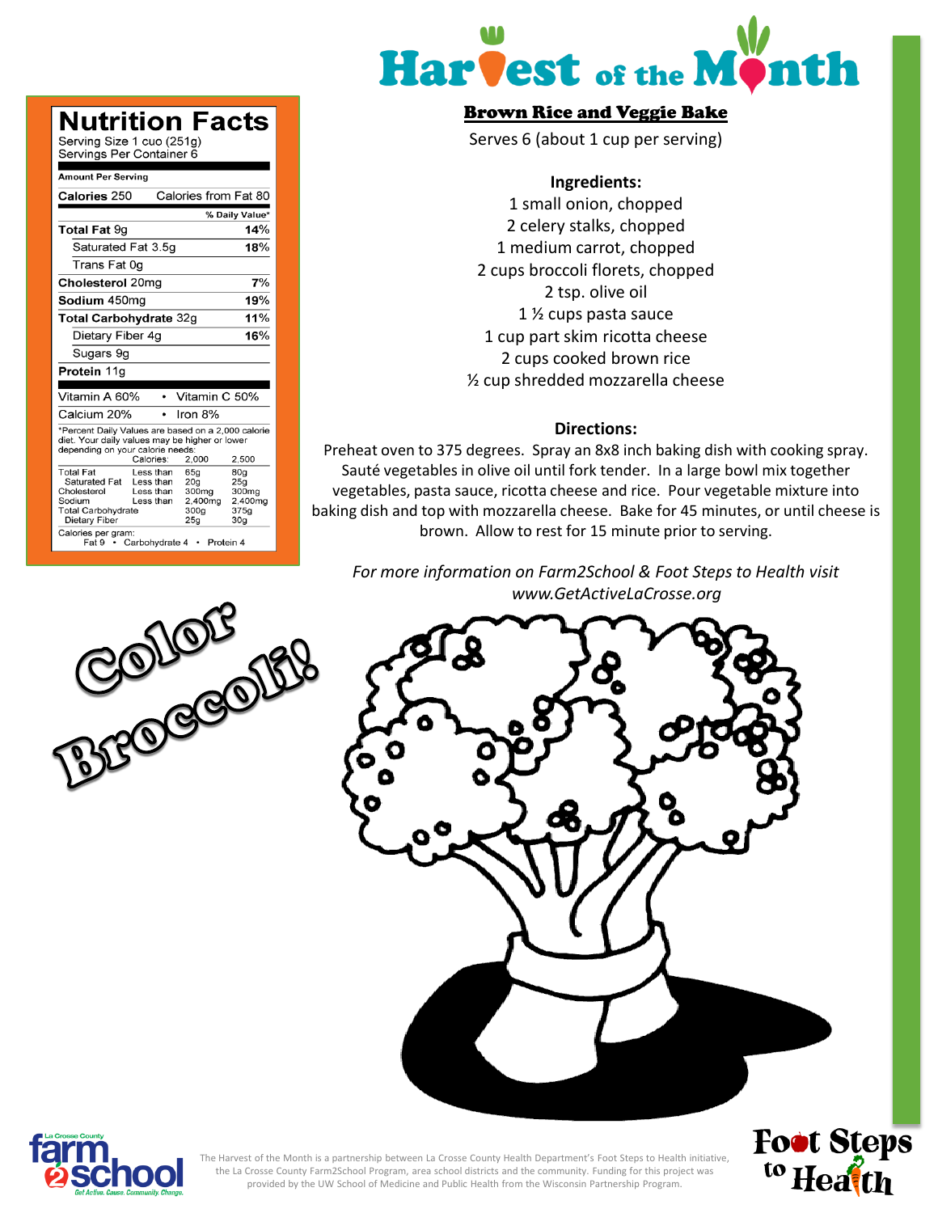# Harvest of the Month

## Brown Rice and Veggie Bake

Serves 6 (about 1 cup per serving)

**Ingredients:**

1 small onion, chopped
2 celery stalks, chopped
1 medium carrot, chopped
2 cups broccoli florets, chopped
2 tsp. olive oil
1 ½ cups pasta sauce
1 cup part skim ricotta cheese
2 cups cooked brown rice
½ cup shredded mozzarella cheese

**Directions:**

Preheat oven to 375 degrees. Spray an 8x8 inch baking dish with cooking spray. Sauté vegetables in olive oil until fork tender. In a large bowl mix together vegetables, pasta sauce, ricotta cheese and rice. Pour vegetable mixture into baking dish and top with mozzarella cheese. Bake for 45 minutes, or until cheese is brown. Allow to rest for 15 minute prior to serving.

*For more information on Farm2School & Foot Steps to Health visit www.GetActiveLaCrosse.org*

## Nutrition Facts

Serving Size 1 cuo (251g)
Servings Per Container 6

| Amount Per Serving | |
|---|---|
| **Calories** 250 | Calories from Fat 80 |
| | **% Daily Value*** |
| **Total Fat** 9g | **14%** |
| Saturated Fat 3.5g | **18%** |
| Trans Fat 0g | |
| **Cholesterol** 20mg | **7%** |
| **Sodium** 450mg | **19%** |
| **Total Carbohydrate** 32g | **11%** |
| Dietary Fiber 4g | **16%** |
| Sugars 9g | |
| **Protein** 11g | |

Vitamin A 60% • Vitamin C 50%
Calcium 20% • Iron 8%

*Percent Daily Values are based on a 2,000 calorie diet. Your daily values may be higher or lower depending on your calorie needs:

| | Calories: | 2,000 | 2,500 |
|---|---|---|---|
| Total Fat | Less than | 65g | 80g |
| Saturated Fat | Less than | 20g | 25g |
| Cholesterol | Less than | 300mg | 300mg |
| Sodium | Less than | 2,400mg | 2,400mg |
| Total Carbohydrate | | 300g | 375g |
| Dietary Fiber | | 25g | 30g |

Calories per gram:
Fat 9 • Carbohydrate 4 • Protein 4

Color Broccoli!

The Harvest of the Month is a partnership between La Crosse County Health Department's Foot Steps to Health initiative, the La Crosse County Farm2School Program, area school districts and the community. Funding for this project was provided by the UW School of Medicine and Public Health from the Wisconsin Partnership Program.

La Crosse County farm2school — Get Active. Cause. Community. Change.

Foot Steps to Health